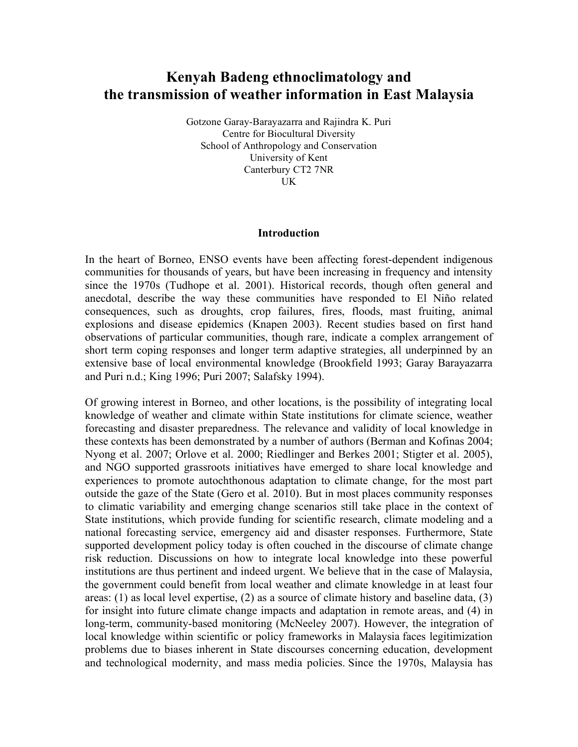# Kenyah Badeng ethnoclimatology and the transmission of weather information in East Malaysia

Gotzone Garay-Barayazarra and Rajindra K. Puri
Centre for Biocultural Diversity
School of Anthropology and Conservation
University of Kent
Canterbury CT2 7NR
UK

## Introduction

In the heart of Borneo, ENSO events have been affecting forest-dependent indigenous communities for thousands of years, but have been increasing in frequency and intensity since the 1970s (Tudhope et al. 2001). Historical records, though often general and anecdotal, describe the way these communities have responded to El Niño related consequences, such as droughts, crop failures, fires, floods, mast fruiting, animal explosions and disease epidemics (Knapen 2003). Recent studies based on first hand observations of particular communities, though rare, indicate a complex arrangement of short term coping responses and longer term adaptive strategies, all underpinned by an extensive base of local environmental knowledge (Brookfield 1993; Garay Barayazarra and Puri n.d.; King 1996; Puri 2007; Salafsky 1994).

Of growing interest in Borneo, and other locations, is the possibility of integrating local knowledge of weather and climate within State institutions for climate science, weather forecasting and disaster preparedness. The relevance and validity of local knowledge in these contexts has been demonstrated by a number of authors (Berman and Kofinas 2004; Nyong et al. 2007; Orlove et al. 2000; Riedlinger and Berkes 2001; Stigter et al. 2005), and NGO supported grassroots initiatives have emerged to share local knowledge and experiences to promote autochthonous adaptation to climate change, for the most part outside the gaze of the State (Gero et al. 2010). But in most places community responses to climatic variability and emerging change scenarios still take place in the context of State institutions, which provide funding for scientific research, climate modeling and a national forecasting service, emergency aid and disaster responses. Furthermore, State supported development policy today is often couched in the discourse of climate change risk reduction. Discussions on how to integrate local knowledge into these powerful institutions are thus pertinent and indeed urgent. We believe that in the case of Malaysia, the government could benefit from local weather and climate knowledge in at least four areas: (1) as local level expertise, (2) as a source of climate history and baseline data, (3) for insight into future climate change impacts and adaptation in remote areas, and (4) in long-term, community-based monitoring (McNeeley 2007). However, the integration of local knowledge within scientific or policy frameworks in Malaysia faces legitimization problems due to biases inherent in State discourses concerning education, development and technological modernity, and mass media policies. Since the 1970s, Malaysia has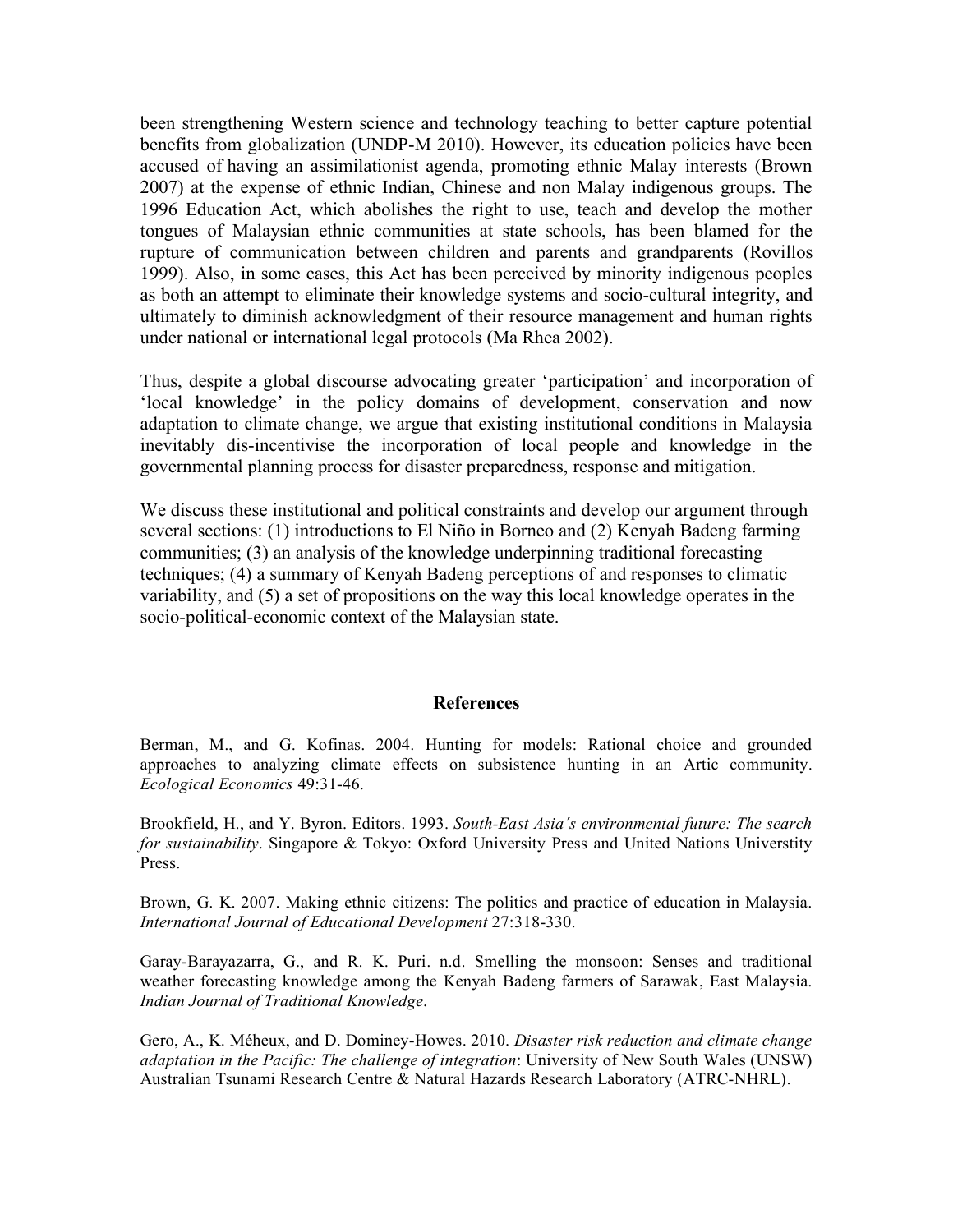been strengthening Western science and technology teaching to better capture potential benefits from globalization (UNDP-M 2010). However, its education policies have been accused of having an assimilationist agenda, promoting ethnic Malay interests (Brown 2007) at the expense of ethnic Indian, Chinese and non Malay indigenous groups. The 1996 Education Act, which abolishes the right to use, teach and develop the mother tongues of Malaysian ethnic communities at state schools, has been blamed for the rupture of communication between children and parents and grandparents (Rovillos 1999). Also, in some cases, this Act has been perceived by minority indigenous peoples as both an attempt to eliminate their knowledge systems and socio-cultural integrity, and ultimately to diminish acknowledgment of their resource management and human rights under national or international legal protocols (Ma Rhea 2002).

Thus, despite a global discourse advocating greater 'participation' and incorporation of 'local knowledge' in the policy domains of development, conservation and now adaptation to climate change, we argue that existing institutional conditions in Malaysia inevitably dis-incentivise the incorporation of local people and knowledge in the governmental planning process for disaster preparedness, response and mitigation.

We discuss these institutional and political constraints and develop our argument through several sections: (1) introductions to El Niño in Borneo and (2) Kenyah Badeng farming communities; (3) an analysis of the knowledge underpinning traditional forecasting techniques; (4) a summary of Kenyah Badeng perceptions of and responses to climatic variability, and (5) a set of propositions on the way this local knowledge operates in the socio-political-economic context of the Malaysian state.

## References

Berman, M., and G. Kofinas. 2004. Hunting for models: Rational choice and grounded approaches to analyzing climate effects on subsistence hunting in an Artic community. *Ecological Economics* 49:31-46.

Brookfield, H., and Y. Byron. Editors. 1993. *South-East Asia´s environmental future: The search for sustainability*. Singapore & Tokyo: Oxford University Press and United Nations Universtity Press.

Brown, G. K. 2007. Making ethnic citizens: The politics and practice of education in Malaysia. *International Journal of Educational Development* 27:318-330.

Garay-Barayazarra, G., and R. K. Puri. n.d. Smelling the monsoon: Senses and traditional weather forecasting knowledge among the Kenyah Badeng farmers of Sarawak, East Malaysia. *Indian Journal of Traditional Knowledge*.

Gero, A., K. Méheux, and D. Dominey-Howes. 2010. *Disaster risk reduction and climate change adaptation in the Pacific: The challenge of integration*: University of New South Wales (UNSW) Australian Tsunami Research Centre & Natural Hazards Research Laboratory (ATRC-NHRL).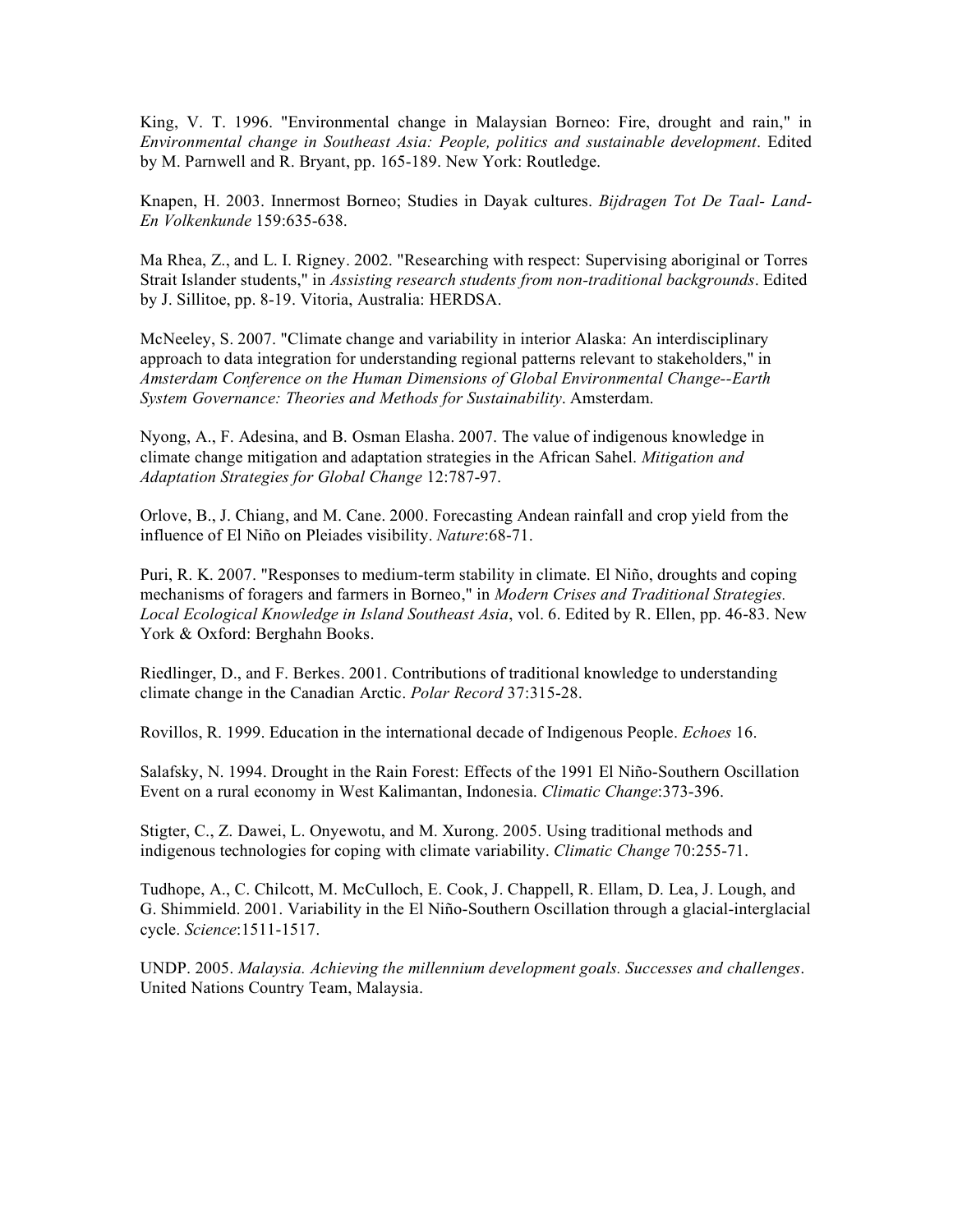King, V. T. 1996. "Environmental change in Malaysian Borneo: Fire, drought and rain," in *Environmental change in Southeast Asia: People, politics and sustainable development*. Edited by M. Parnwell and R. Bryant, pp. 165-189. New York: Routledge.

Knapen, H. 2003. Innermost Borneo; Studies in Dayak cultures. *Bijdragen Tot De Taal- Land-En Volkenkunde* 159:635-638.

Ma Rhea, Z., and L. I. Rigney. 2002. "Researching with respect: Supervising aboriginal or Torres Strait Islander students," in *Assisting research students from non-traditional backgrounds*. Edited by J. Sillitoe, pp. 8-19. Vitoria, Australia: HERDSA.

McNeeley, S. 2007. "Climate change and variability in interior Alaska: An interdisciplinary approach to data integration for understanding regional patterns relevant to stakeholders," in *Amsterdam Conference on the Human Dimensions of Global Environmental Change--Earth System Governance: Theories and Methods for Sustainability*. Amsterdam.

Nyong, A., F. Adesina, and B. Osman Elasha. 2007. The value of indigenous knowledge in climate change mitigation and adaptation strategies in the African Sahel. *Mitigation and Adaptation Strategies for Global Change* 12:787-97.

Orlove, B., J. Chiang, and M. Cane. 2000. Forecasting Andean rainfall and crop yield from the influence of El Niño on Pleiades visibility. *Nature*:68-71.

Puri, R. K. 2007. "Responses to medium-term stability in climate. El Niño, droughts and coping mechanisms of foragers and farmers in Borneo," in *Modern Crises and Traditional Strategies. Local Ecological Knowledge in Island Southeast Asia*, vol. 6. Edited by R. Ellen, pp. 46-83. New York & Oxford: Berghahn Books.

Riedlinger, D., and F. Berkes. 2001. Contributions of traditional knowledge to understanding climate change in the Canadian Arctic. *Polar Record* 37:315-28.

Rovillos, R. 1999. Education in the international decade of Indigenous People. *Echoes* 16.

Salafsky, N. 1994. Drought in the Rain Forest: Effects of the 1991 El Niño-Southern Oscillation Event on a rural economy in West Kalimantan, Indonesia. *Climatic Change*:373-396.

Stigter, C., Z. Dawei, L. Onyewotu, and M. Xurong. 2005. Using traditional methods and indigenous technologies for coping with climate variability. *Climatic Change* 70:255-71.

Tudhope, A., C. Chilcott, M. McCulloch, E. Cook, J. Chappell, R. Ellam, D. Lea, J. Lough, and G. Shimmield. 2001. Variability in the El Niño-Southern Oscillation through a glacial-interglacial cycle. *Science*:1511-1517.

UNDP. 2005. *Malaysia. Achieving the millennium development goals. Successes and challenges*. United Nations Country Team, Malaysia.